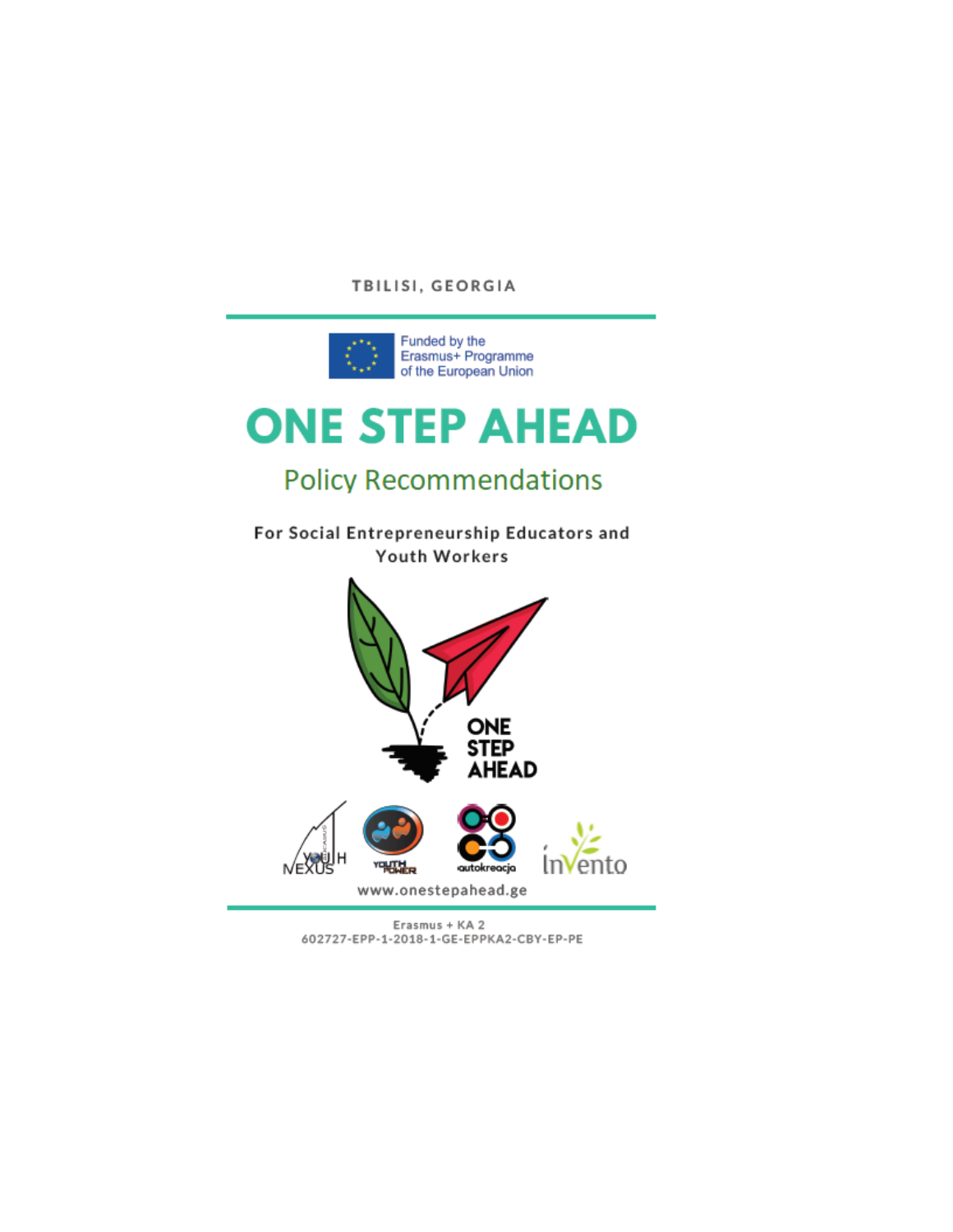TBILISI, GEORGIA

Funded by the Erasmus+ Programme of the European Union

# ONE STEP AHEAD

## Policy Recommendations

**For Social Entrepreneurship Educators and Youth Workers**

www.onestepahead.ge

Erasmus + KA 2
602727-EPP-1-2018-1-GE-EPPKA2-CBY-EP-PE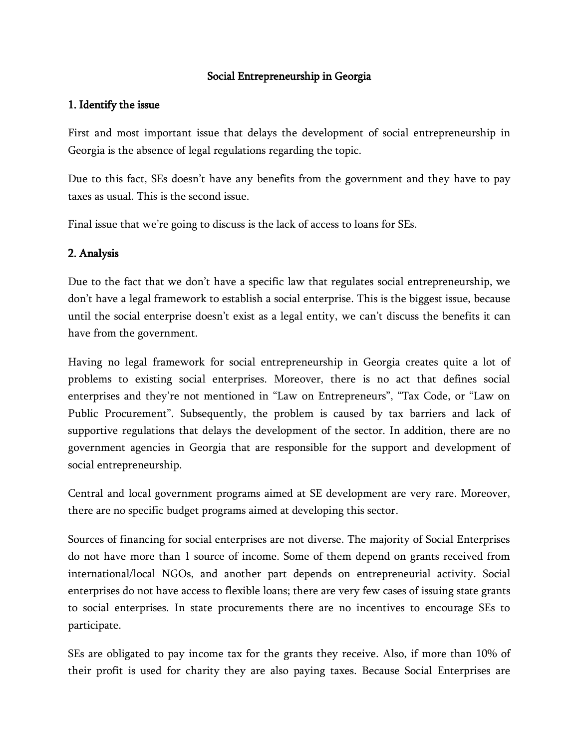# Social Entrepreneurship in Georgia

## 1. Identify the issue

First and most important issue that delays the development of social entrepreneurship in Georgia is the absence of legal regulations regarding the topic.

Due to this fact, SEs doesn't have any benefits from the government and they have to pay taxes as usual. This is the second issue.

Final issue that we're going to discuss is the lack of access to loans for SEs.

## 2. Analysis

Due to the fact that we don't have a specific law that regulates social entrepreneurship, we don't have a legal framework to establish a social enterprise. This is the biggest issue, because until the social enterprise doesn't exist as a legal entity, we can't discuss the benefits it can have from the government.

Having no legal framework for social entrepreneurship in Georgia creates quite a lot of problems to existing social enterprises. Moreover, there is no act that defines social enterprises and they're not mentioned in "Law on Entrepreneurs", "Tax Code, or "Law on Public Procurement". Subsequently, the problem is caused by tax barriers and lack of supportive regulations that delays the development of the sector. In addition, there are no government agencies in Georgia that are responsible for the support and development of social entrepreneurship.

Central and local government programs aimed at SE development are very rare. Moreover, there are no specific budget programs aimed at developing this sector.

Sources of financing for social enterprises are not diverse. The majority of Social Enterprises do not have more than 1 source of income. Some of them depend on grants received from international/local NGOs, and another part depends on entrepreneurial activity. Social enterprises do not have access to flexible loans; there are very few cases of issuing state grants to social enterprises. In state procurements there are no incentives to encourage SEs to participate.

SEs are obligated to pay income tax for the grants they receive. Also, if more than 10% of their profit is used for charity they are also paying taxes. Because Social Enterprises are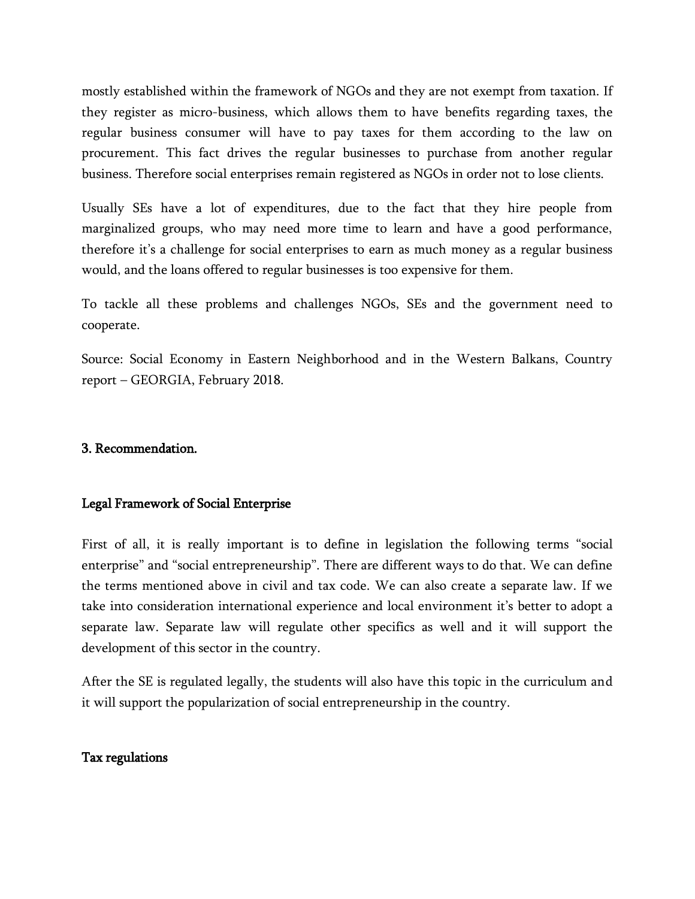mostly established within the framework of NGOs and they are not exempt from taxation. If they register as micro-business, which allows them to have benefits regarding taxes, the regular business consumer will have to pay taxes for them according to the law on procurement. This fact drives the regular businesses to purchase from another regular business. Therefore social enterprises remain registered as NGOs in order not to lose clients.

Usually SEs have a lot of expenditures, due to the fact that they hire people from marginalized groups, who may need more time to learn and have a good performance, therefore it's a challenge for social enterprises to earn as much money as a regular business would, and the loans offered to regular businesses is too expensive for them.

To tackle all these problems and challenges NGOs, SEs and the government need to cooperate.

Source: Social Economy in Eastern Neighborhood and in the Western Balkans, Country report – GEORGIA, February 2018.

## 3. Recommendation.

### Legal Framework of Social Enterprise

First of all, it is really important is to define in legislation the following terms "social enterprise" and "social entrepreneurship". There are different ways to do that. We can define the terms mentioned above in civil and tax code. We can also create a separate law. If we take into consideration international experience and local environment it's better to adopt a separate law. Separate law will regulate other specifics as well and it will support the development of this sector in the country.

After the SE is regulated legally, the students will also have this topic in the curriculum and it will support the popularization of social entrepreneurship in the country.

### Tax regulations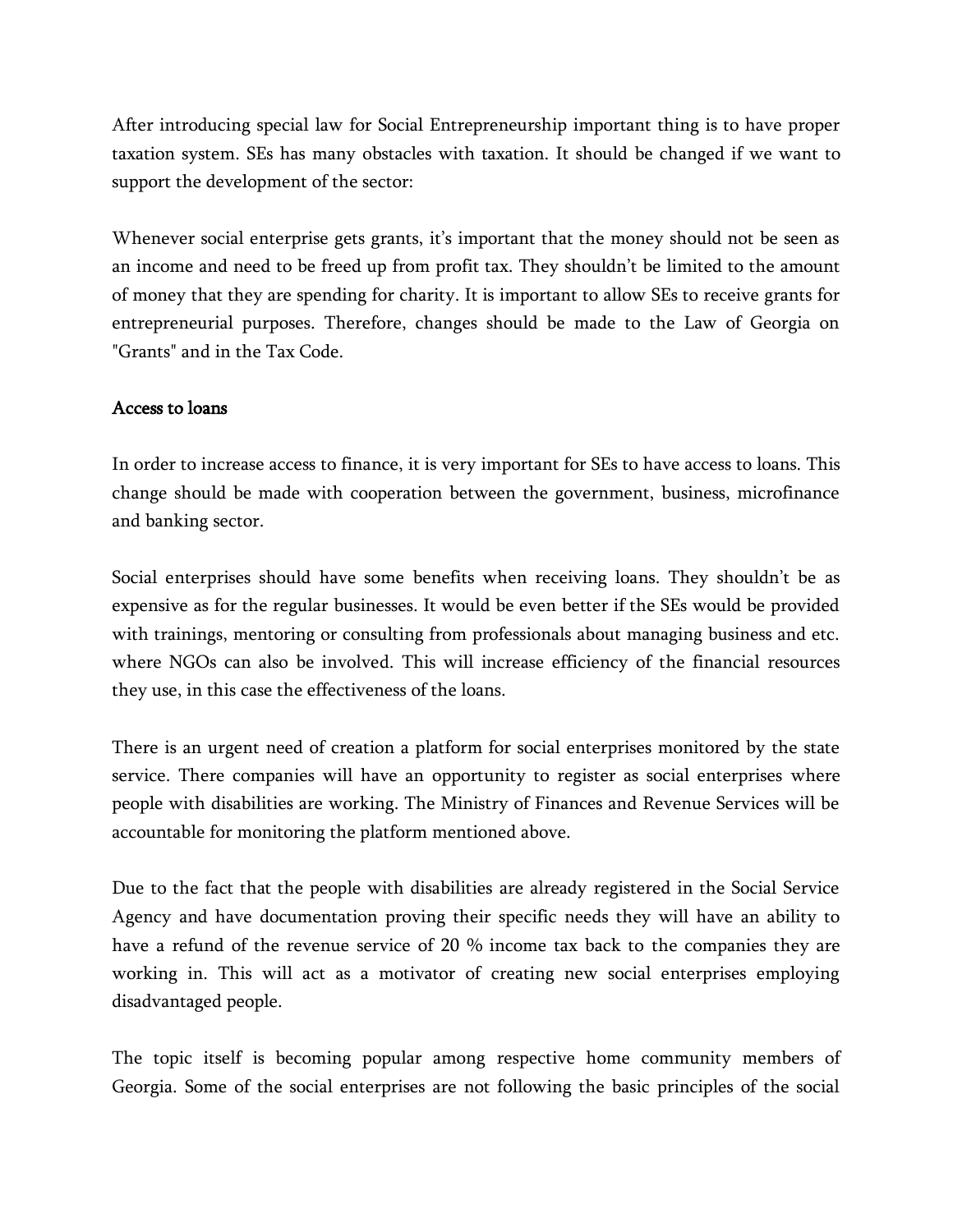After introducing special law for Social Entrepreneurship important thing is to have proper taxation system. SEs has many obstacles with taxation. It should be changed if we want to support the development of the sector:

Whenever social enterprise gets grants, it's important that the money should not be seen as an income and need to be freed up from profit tax. They shouldn't be limited to the amount of money that they are spending for charity. It is important to allow SEs to receive grants for entrepreneurial purposes. Therefore, changes should be made to the Law of Georgia on "Grants" and in the Tax Code.

### Access to loans

In order to increase access to finance, it is very important for SEs to have access to loans. This change should be made with cooperation between the government, business, microfinance and banking sector.

Social enterprises should have some benefits when receiving loans. They shouldn't be as expensive as for the regular businesses. It would be even better if the SEs would be provided with trainings, mentoring or consulting from professionals about managing business and etc. where NGOs can also be involved. This will increase efficiency of the financial resources they use, in this case the effectiveness of the loans.

There is an urgent need of creation a platform for social enterprises monitored by the state service. There companies will have an opportunity to register as social enterprises where people with disabilities are working. The Ministry of Finances and Revenue Services will be accountable for monitoring the platform mentioned above.

Due to the fact that the people with disabilities are already registered in the Social Service Agency and have documentation proving their specific needs they will have an ability to have a refund of the revenue service of 20 % income tax back to the companies they are working in. This will act as a motivator of creating new social enterprises employing disadvantaged people.

The topic itself is becoming popular among respective home community members of Georgia. Some of the social enterprises are not following the basic principles of the social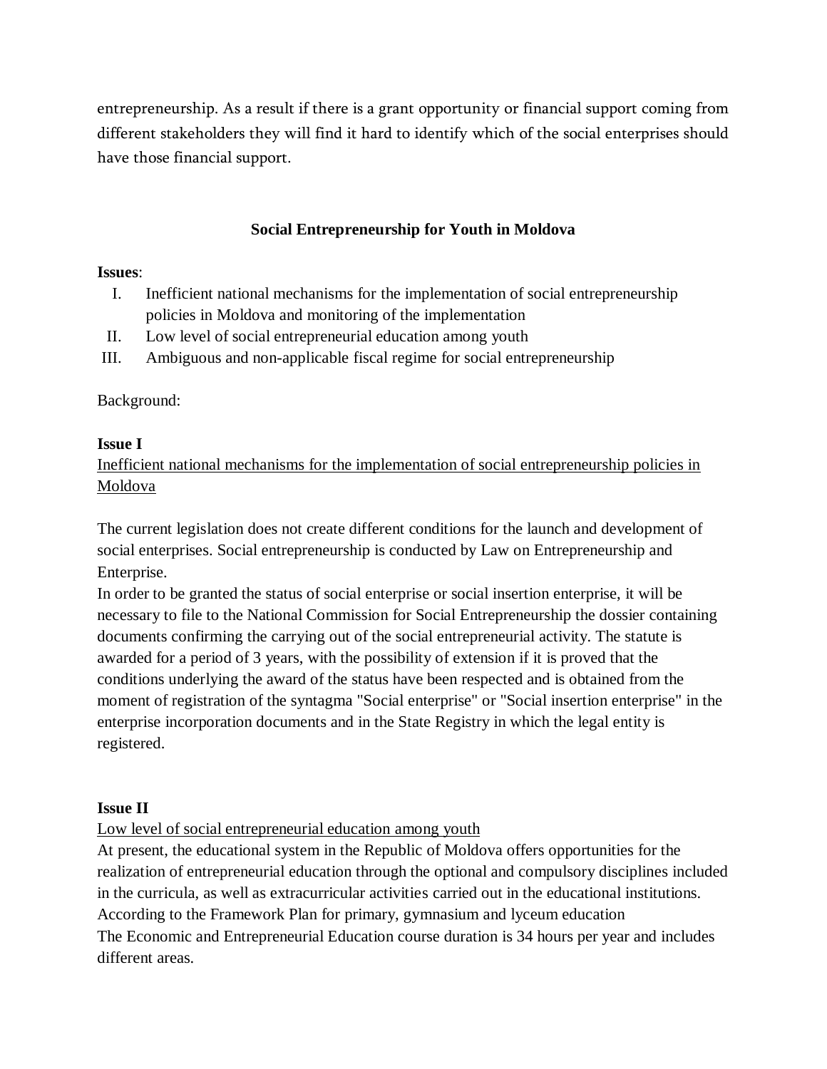entrepreneurship. As a result if there is a grant opportunity or financial support coming from different stakeholders they will find it hard to identify which of the social enterprises should have those financial support.

## Social Entrepreneurship for Youth in Moldova

**Issues**:

I. Inefficient national mechanisms for the implementation of social entrepreneurship policies in Moldova and monitoring of the implementation
II. Low level of social entrepreneurial education among youth
III. Ambiguous and non-applicable fiscal regime for social entrepreneurship

Background:

**Issue I**

Inefficient national mechanisms for the implementation of social entrepreneurship policies in Moldova

The current legislation does not create different conditions for the launch and development of social enterprises. Social entrepreneurship is conducted by Law on Entrepreneurship and Enterprise.

In order to be granted the status of social enterprise or social insertion enterprise, it will be necessary to file to the National Commission for Social Entrepreneurship the dossier containing documents confirming the carrying out of the social entrepreneurial activity. The statute is awarded for a period of 3 years, with the possibility of extension if it is proved that the conditions underlying the award of the status have been respected and is obtained from the moment of registration of the syntagma "Social enterprise" or "Social insertion enterprise" in the enterprise incorporation documents and in the State Registry in which the legal entity is registered.

**Issue II**

Low level of social entrepreneurial education among youth

At present, the educational system in the Republic of Moldova offers opportunities for the realization of entrepreneurial education through the optional and compulsory disciplines included in the curricula, as well as extracurricular activities carried out in the educational institutions. According to the Framework Plan for primary, gymnasium and lyceum education

The Economic and Entrepreneurial Education course duration is 34 hours per year and includes different areas.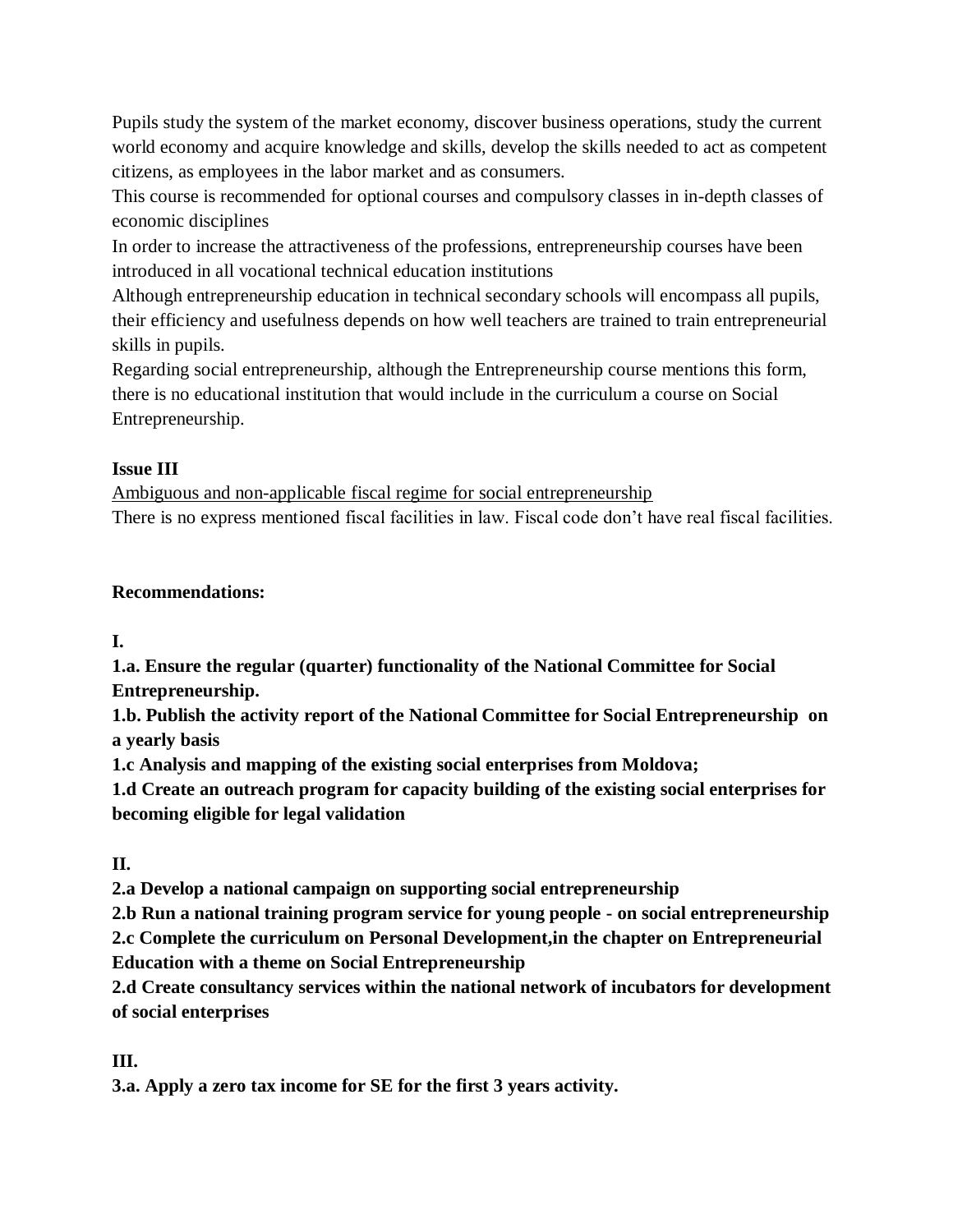Pupils study the system of the market economy, discover business operations, study the current world economy and acquire knowledge and skills, develop the skills needed to act as competent citizens, as employees in the labor market and as consumers.

This course is recommended for optional courses and compulsory classes in in-depth classes of economic disciplines

In order to increase the attractiveness of the professions, entrepreneurship courses have been introduced in all vocational technical education institutions

Although entrepreneurship education in technical secondary schools will encompass all pupils, their efficiency and usefulness depends on how well teachers are trained to train entrepreneurial skills in pupils.

Regarding social entrepreneurship, although the Entrepreneurship course mentions this form, there is no educational institution that would include in the curriculum a course on Social Entrepreneurship.

**Issue III**

<u>Ambiguous and non-applicable fiscal regime for social entrepreneurship</u>

There is no express mentioned fiscal facilities in law. Fiscal code don't have real fiscal facilities.

**Recommendations:**

**I.**

**1.a. Ensure the regular (quarter) functionality of the National Committee for Social Entrepreneurship.**

**1.b. Publish the activity report of the National Committee for Social Entrepreneurship on a yearly basis**

**1.c Analysis and mapping of the existing social enterprises from Moldova;**

**1.d Create an outreach program for capacity building of the existing social enterprises for becoming eligible for legal validation**

**II.**

**2.a Develop a national campaign on supporting social entrepreneurship**

**2.b Run a national training program service for young people - on social entrepreneurship**

**2.c Complete the curriculum on Personal Development,in the chapter on Entrepreneurial Education with a theme on Social Entrepreneurship**

**2.d Create consultancy services within the national network of incubators for development of social enterprises**

**III.**

**3.a. Apply a zero tax income for SE for the first 3 years activity.**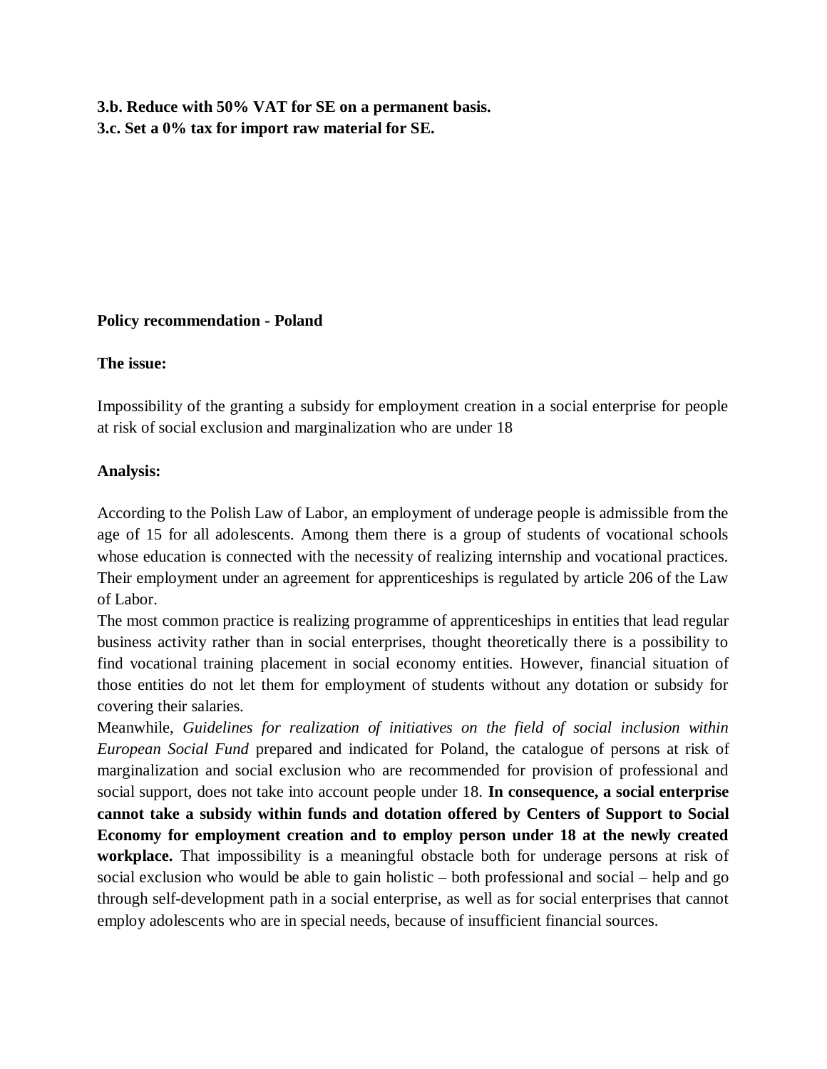**3.b. Reduce with 50% VAT for SE on a permanent basis.**
**3.c. Set a 0% tax for import raw material for SE.**

**Policy recommendation - Poland**

**The issue:**

Impossibility of the granting a subsidy for employment creation in a social enterprise for people at risk of social exclusion and marginalization who are under 18

**Analysis:**

According to the Polish Law of Labor, an employment of underage people is admissible from the age of 15 for all adolescents. Among them there is a group of students of vocational schools whose education is connected with the necessity of realizing internship and vocational practices. Their employment under an agreement for apprenticeships is regulated by article 206 of the Law of Labor.
The most common practice is realizing programme of apprenticeships in entities that lead regular business activity rather than in social enterprises, thought theoretically there is a possibility to find vocational training placement in social economy entities. However, financial situation of those entities do not let them for employment of students without any dotation or subsidy for covering their salaries.
Meanwhile, *Guidelines for realization of initiatives on the field of social inclusion within European Social Fund* prepared and indicated for Poland, the catalogue of persons at risk of marginalization and social exclusion who are recommended for provision of professional and social support, does not take into account people under 18. **In consequence, a social enterprise cannot take a subsidy within funds and dotation offered by Centers of Support to Social Economy for employment creation and to employ person under 18 at the newly created workplace.** That impossibility is a meaningful obstacle both for underage persons at risk of social exclusion who would be able to gain holistic – both professional and social – help and go through self-development path in a social enterprise, as well as for social enterprises that cannot employ adolescents who are in special needs, because of insufficient financial sources.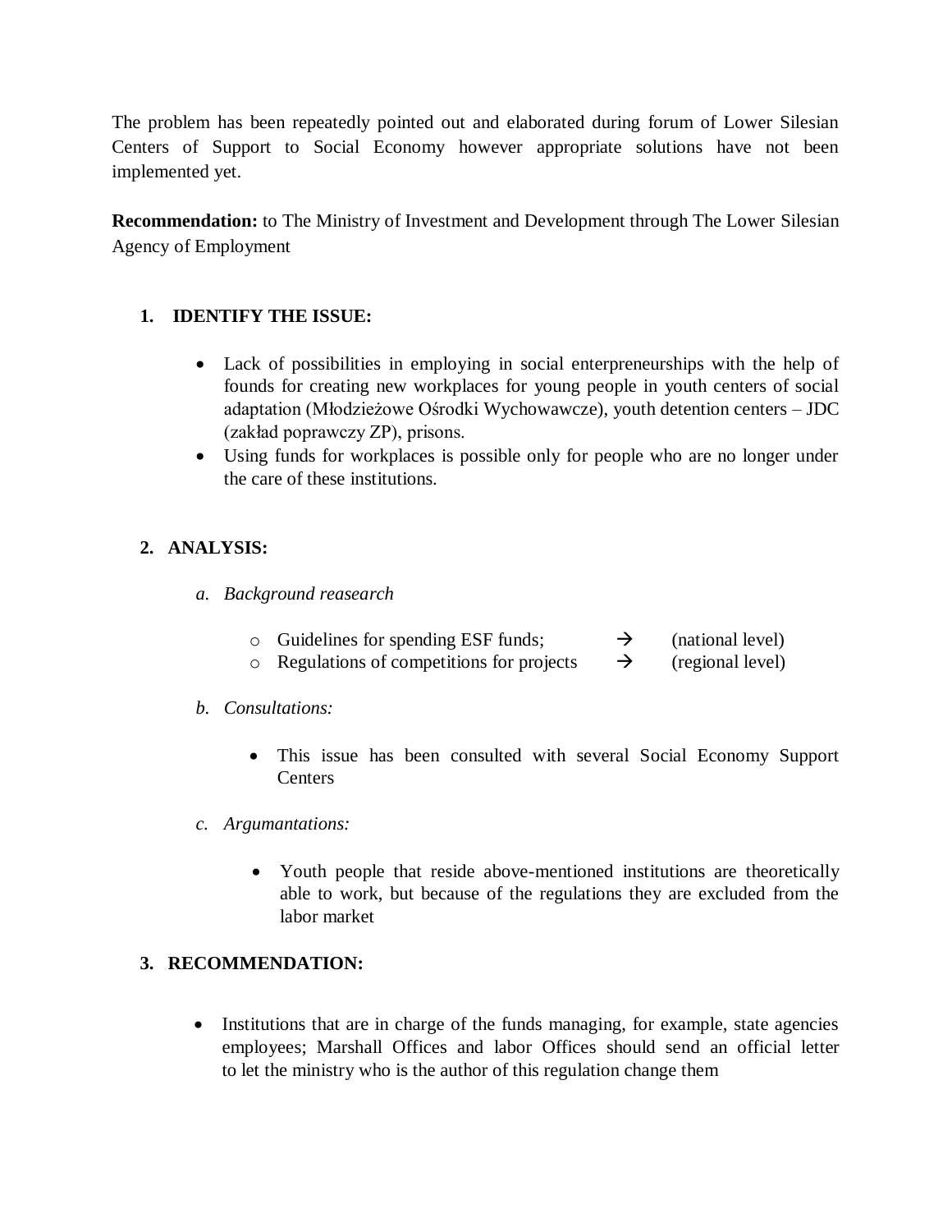The problem has been repeatedly pointed out and elaborated during forum of Lower Silesian Centers of Support to Social Economy however appropriate solutions have not been implemented yet.

**Recommendation:** to The Ministry of Investment and Development through The Lower Silesian Agency of Employment

1. **IDENTIFY THE ISSUE:**

   - Lack of possibilities in employing in social enterpreneurships with the help of founds for creating new workplaces for young people in youth centers of social adaptation (Młodzieżowe Ośrodki Wychowawcze), youth detention centers – JDC (zakład poprawczy ZP), prisons.
   - Using funds for workplaces is possible only for people who are no longer under the care of these institutions.

2. **ANALYSIS:**

   a. *Background reasearch*

      - Guidelines for spending ESF funds; → (national level)
      - Regulations of competitions for projects → (regional level)

   b. *Consultations:*

      - This issue has been consulted with several Social Economy Support Centers

   c. *Argumantations:*

      - Youth people that reside above-mentioned institutions are theoretically able to work, but because of the regulations they are excluded from the labor market

3. **RECOMMENDATION:**

   - Institutions that are in charge of the funds managing, for example, state agencies employees; Marshall Offices and labor Offices should send an official letter to let the ministry who is the author of this regulation change them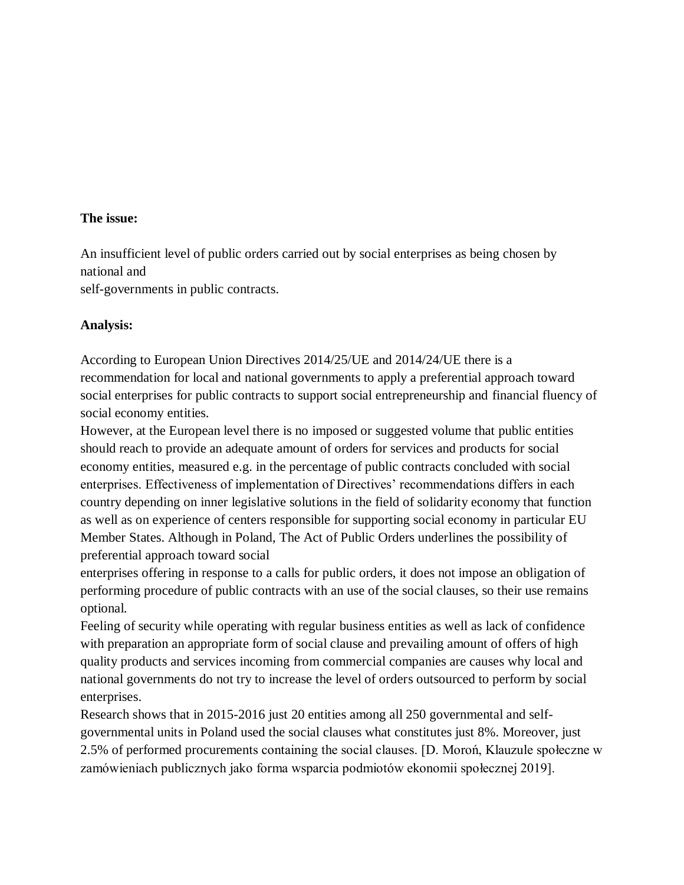**The issue:**

An insufficient level of public orders carried out by social enterprises as being chosen by national and self-governments in public contracts.

**Analysis:**

According to European Union Directives 2014/25/UE and 2014/24/UE there is a recommendation for local and national governments to apply a preferential approach toward social enterprises for public contracts to support social entrepreneurship and financial fluency of social economy entities.

However, at the European level there is no imposed or suggested volume that public entities should reach to provide an adequate amount of orders for services and products for social economy entities, measured e.g. in the percentage of public contracts concluded with social enterprises. Effectiveness of implementation of Directives' recommendations differs in each country depending on inner legislative solutions in the field of solidarity economy that function as well as on experience of centers responsible for supporting social economy in particular EU Member States. Although in Poland, The Act of Public Orders underlines the possibility of preferential approach toward social enterprises offering in response to a calls for public orders, it does not impose an obligation of performing procedure of public contracts with an use of the social clauses, so their use remains optional.

Feeling of security while operating with regular business entities as well as lack of confidence with preparation an appropriate form of social clause and prevailing amount of offers of high quality products and services incoming from commercial companies are causes why local and national governments do not try to increase the level of orders outsourced to perform by social enterprises.

Research shows that in 2015-2016 just 20 entities among all 250 governmental and self-governmental units in Poland used the social clauses what constitutes just 8%. Moreover, just 2.5% of performed procurements containing the social clauses. [D. Moroń, Klauzule społeczne w zamówieniach publicznych jako forma wsparcia podmiotów ekonomii społecznej 2019].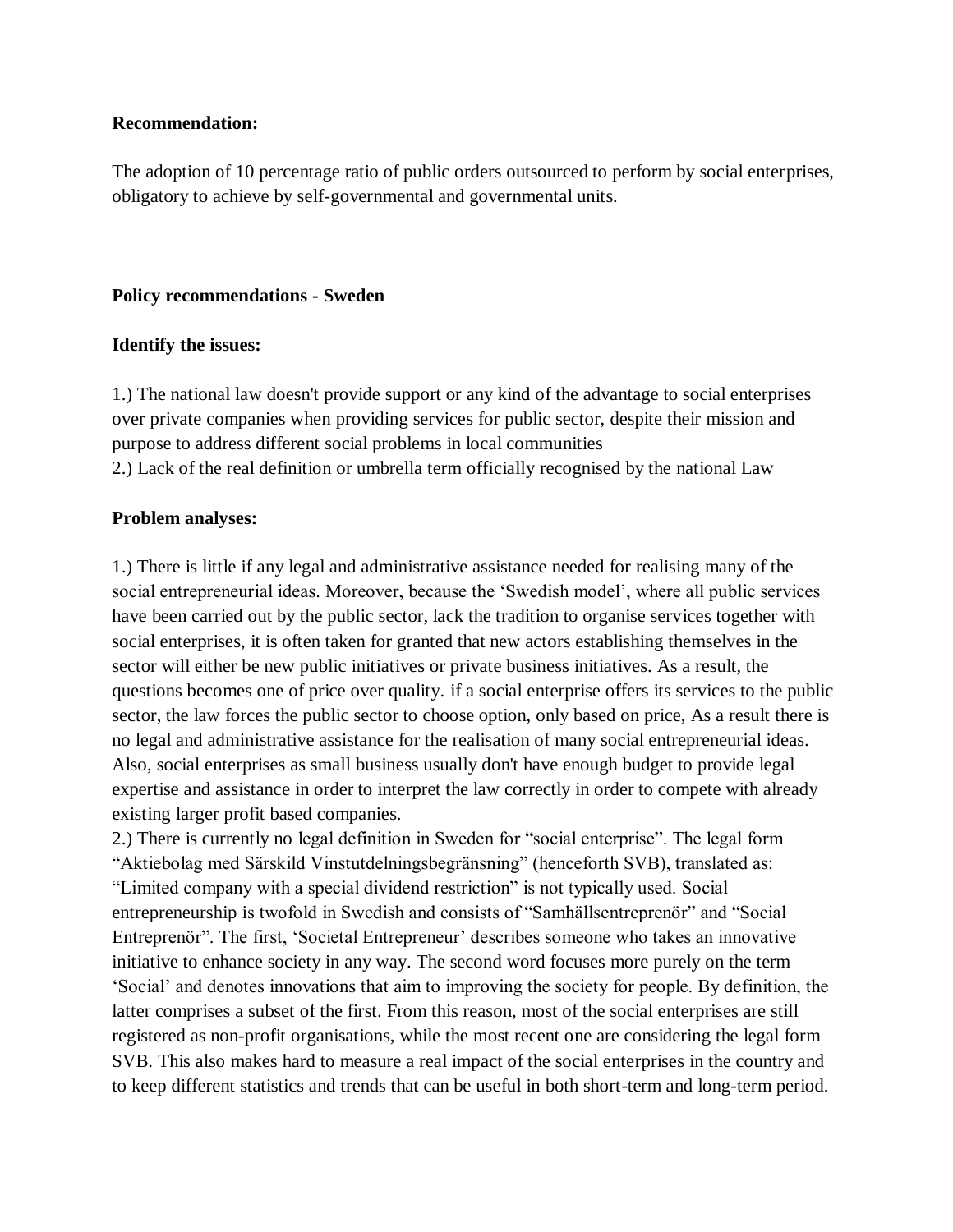**Recommendation:**

The adoption of 10 percentage ratio of public orders outsourced to perform by social enterprises, obligatory to achieve by self-governmental and governmental units.

**Policy recommendations - Sweden**

**Identify the issues:**

1.) The national law doesn't provide support or any kind of the advantage to social enterprises over private companies when providing services for public sector, despite their mission and purpose to address different social problems in local communities
2.) Lack of the real definition or umbrella term officially recognised by the national Law

**Problem analyses:**

1.) There is little if any legal and administrative assistance needed for realising many of the social entrepreneurial ideas. Moreover, because the 'Swedish model', where all public services have been carried out by the public sector, lack the tradition to organise services together with social enterprises, it is often taken for granted that new actors establishing themselves in the sector will either be new public initiatives or private business initiatives. As a result, the questions becomes one of price over quality. if a social enterprise offers its services to the public sector, the law forces the public sector to choose option, only based on price, As a result there is no legal and administrative assistance for the realisation of many social entrepreneurial ideas. Also, social enterprises as small business usually don't have enough budget to provide legal expertise and assistance in order to interpret the law correctly in order to compete with already existing larger profit based companies.
2.) There is currently no legal definition in Sweden for "social enterprise". The legal form "Aktiebolag med Särskild Vinstutdelningsbegränsning" (henceforth SVB), translated as: "Limited company with a special dividend restriction" is not typically used. Social entrepreneurship is twofold in Swedish and consists of "Samhällsentreprenör" and "Social Entreprenör". The first, 'Societal Entrepreneur' describes someone who takes an innovative initiative to enhance society in any way. The second word focuses more purely on the term 'Social' and denotes innovations that aim to improving the society for people. By definition, the latter comprises a subset of the first. From this reason, most of the social enterprises are still registered as non-profit organisations, while the most recent one are considering the legal form SVB. This also makes hard to measure a real impact of the social enterprises in the country and to keep different statistics and trends that can be useful in both short-term and long-term period.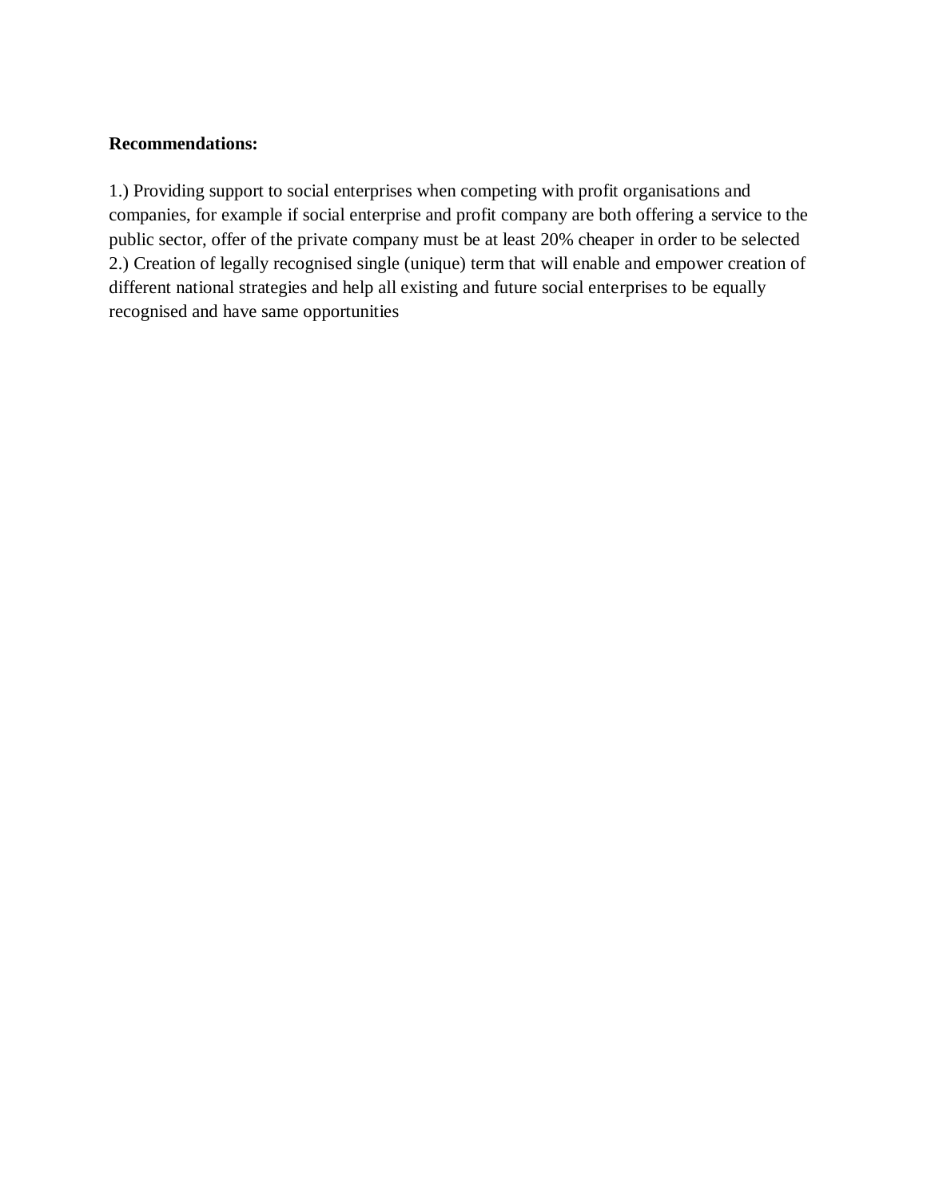**Recommendations:**

1.) Providing support to social enterprises when competing with profit organisations and companies, for example if social enterprise and profit company are both offering a service to the public sector, offer of the private company must be at least 20% cheaper in order to be selected
2.) Creation of legally recognised single (unique) term that will enable and empower creation of different national strategies and help all existing and future social enterprises to be equally recognised and have same opportunities